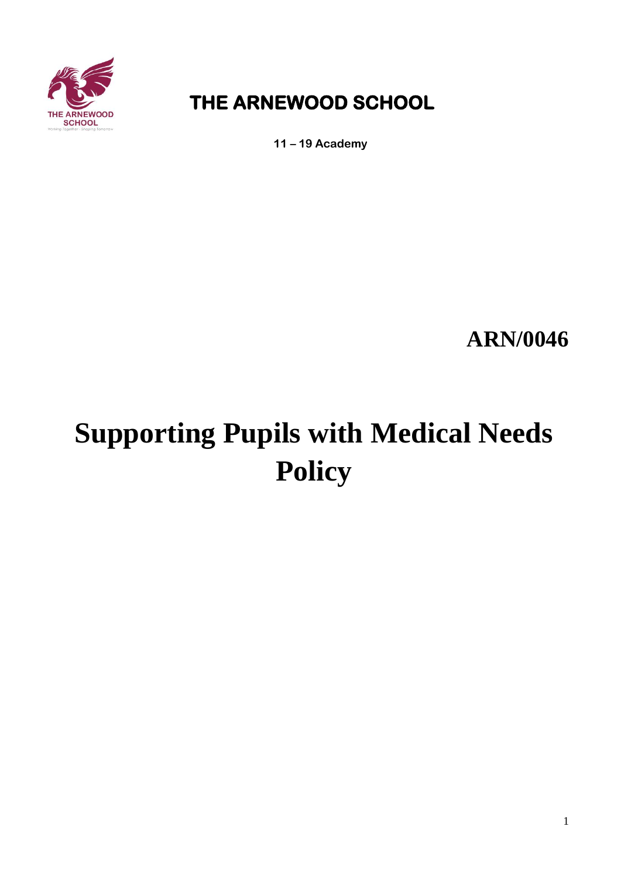# THE ARNEWOOD SCHOOL

**11 – 19 Academy**

**ARN/0046**

# Supporting Pupils with Medical Needs Policy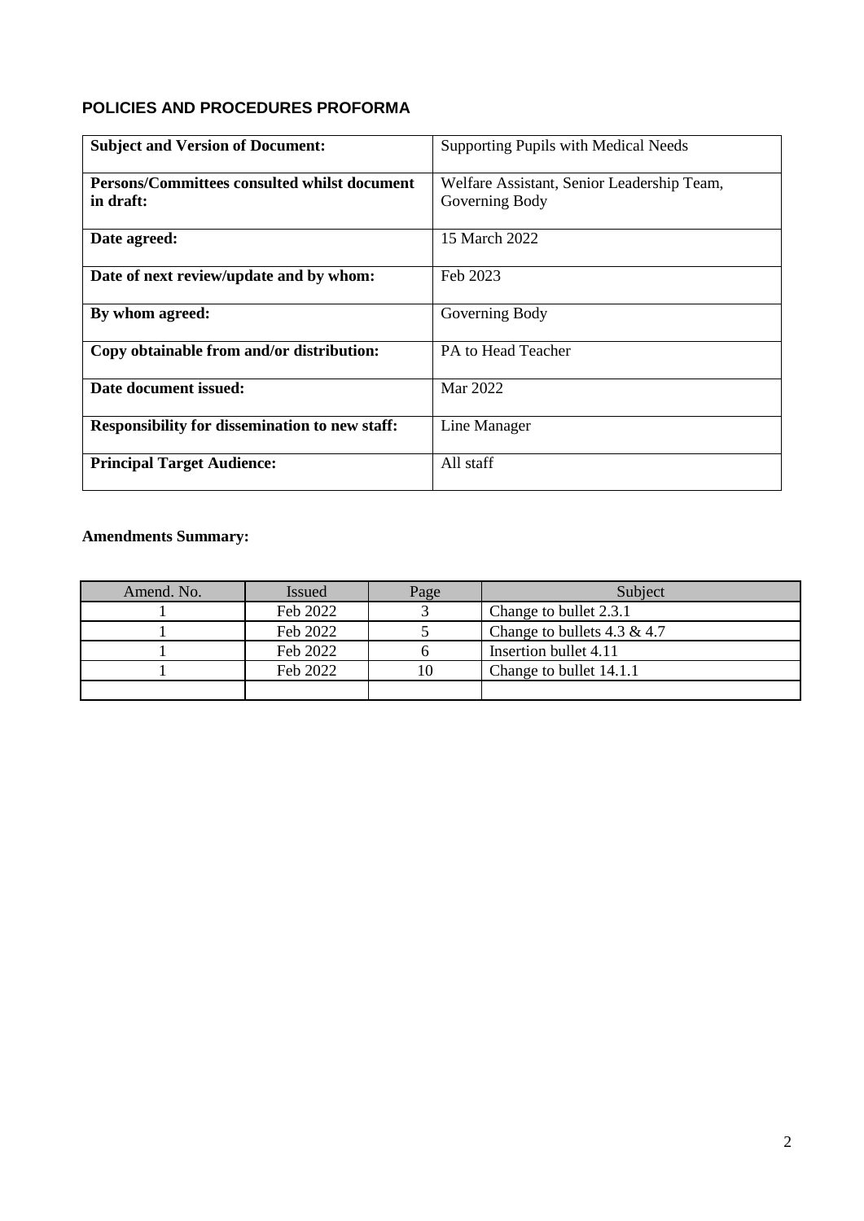**POLICIES AND PROCEDURES PROFORMA**

| **Subject and Version of Document:** | Supporting Pupils with Medical Needs |
|---|---|
| **Persons/Committees consulted whilst document in draft:** | Welfare Assistant, Senior Leadership Team, Governing Body |
| **Date agreed:** | 15 March 2022 |
| **Date of next review/update and by whom:** | Feb 2023 |
| **By whom agreed:** | Governing Body |
| **Copy obtainable from and/or distribution:** | PA to Head Teacher |
| **Date document issued:** | Mar 2022 |
| **Responsibility for dissemination to new staff:** | Line Manager |
| **Principal Target Audience:** | All staff |

**Amendments Summary:**

| Amend. No. | Issued | Page | Subject |
|---|---|---|---|
| 1 | Feb 2022 | 3 | Change to bullet 2.3.1 |
| 1 | Feb 2022 | 5 | Change to bullets 4.3 & 4.7 |
| 1 | Feb 2022 | 6 | Insertion bullet 4.11 |
| 1 | Feb 2022 | 10 | Change to bullet 14.1.1 |
| | | | |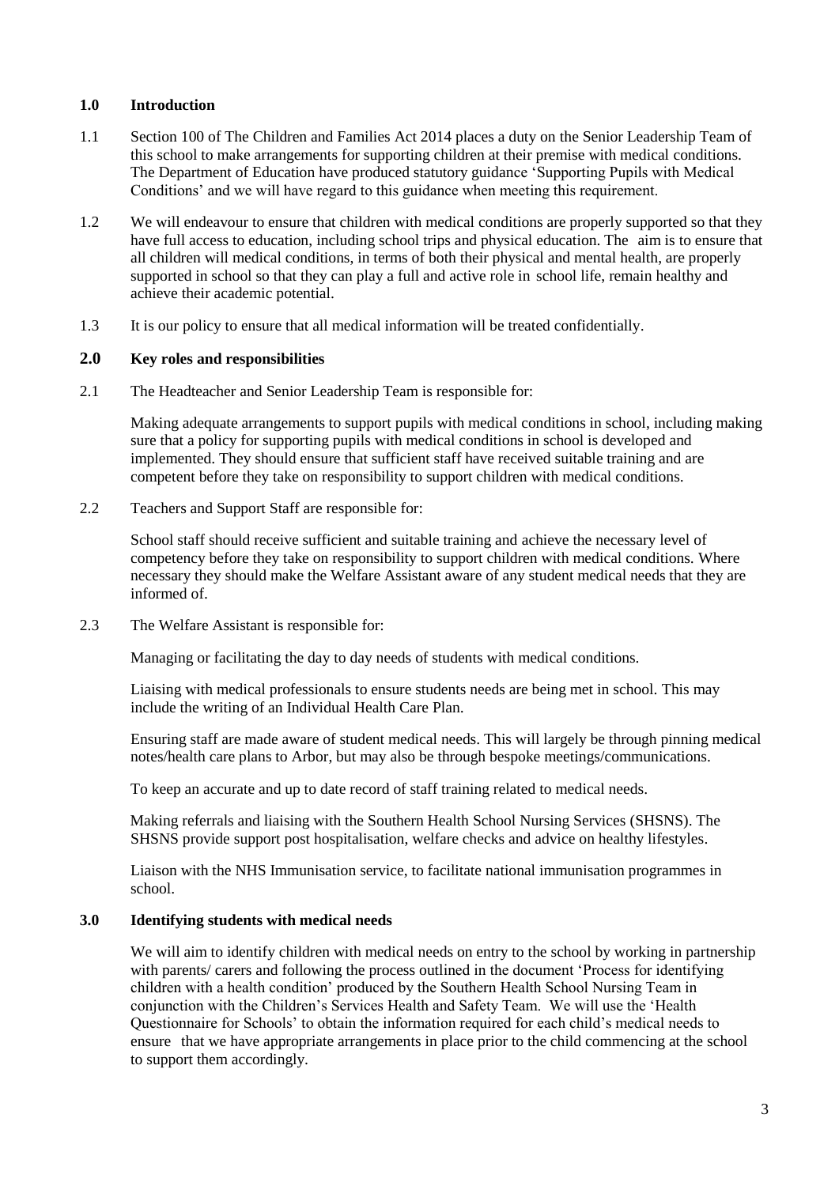## 1.0 Introduction

1.1 Section 100 of The Children and Families Act 2014 places a duty on the Senior Leadership Team of this school to make arrangements for supporting children at their premise with medical conditions. The Department of Education have produced statutory guidance 'Supporting Pupils with Medical Conditions' and we will have regard to this guidance when meeting this requirement.

1.2 We will endeavour to ensure that children with medical conditions are properly supported so that they have full access to education, including school trips and physical education. The aim is to ensure that all children will medical conditions, in terms of both their physical and mental health, are properly supported in school so that they can play a full and active role in school life, remain healthy and achieve their academic potential.

1.3 It is our policy to ensure that all medical information will be treated confidentially.

## 2.0 Key roles and responsibilities

2.1 The Headteacher and Senior Leadership Team is responsible for:

Making adequate arrangements to support pupils with medical conditions in school, including making sure that a policy for supporting pupils with medical conditions in school is developed and implemented. They should ensure that sufficient staff have received suitable training and are competent before they take on responsibility to support children with medical conditions.

2.2 Teachers and Support Staff are responsible for:

School staff should receive sufficient and suitable training and achieve the necessary level of competency before they take on responsibility to support children with medical conditions. Where necessary they should make the Welfare Assistant aware of any student medical needs that they are informed of.

2.3 The Welfare Assistant is responsible for:

Managing or facilitating the day to day needs of students with medical conditions.

Liaising with medical professionals to ensure students needs are being met in school. This may include the writing of an Individual Health Care Plan.

Ensuring staff are made aware of student medical needs. This will largely be through pinning medical notes/health care plans to Arbor, but may also be through bespoke meetings/communications.

To keep an accurate and up to date record of staff training related to medical needs.

Making referrals and liaising with the Southern Health School Nursing Services (SHSNS). The SHSNS provide support post hospitalisation, welfare checks and advice on healthy lifestyles.

Liaison with the NHS Immunisation service, to facilitate national immunisation programmes in school.

## 3.0 Identifying students with medical needs

We will aim to identify children with medical needs on entry to the school by working in partnership with parents/ carers and following the process outlined in the document 'Process for identifying children with a health condition' produced by the Southern Health School Nursing Team in conjunction with the Children's Services Health and Safety Team. We will use the 'Health Questionnaire for Schools' to obtain the information required for each child's medical needs to ensure that we have appropriate arrangements in place prior to the child commencing at the school to support them accordingly.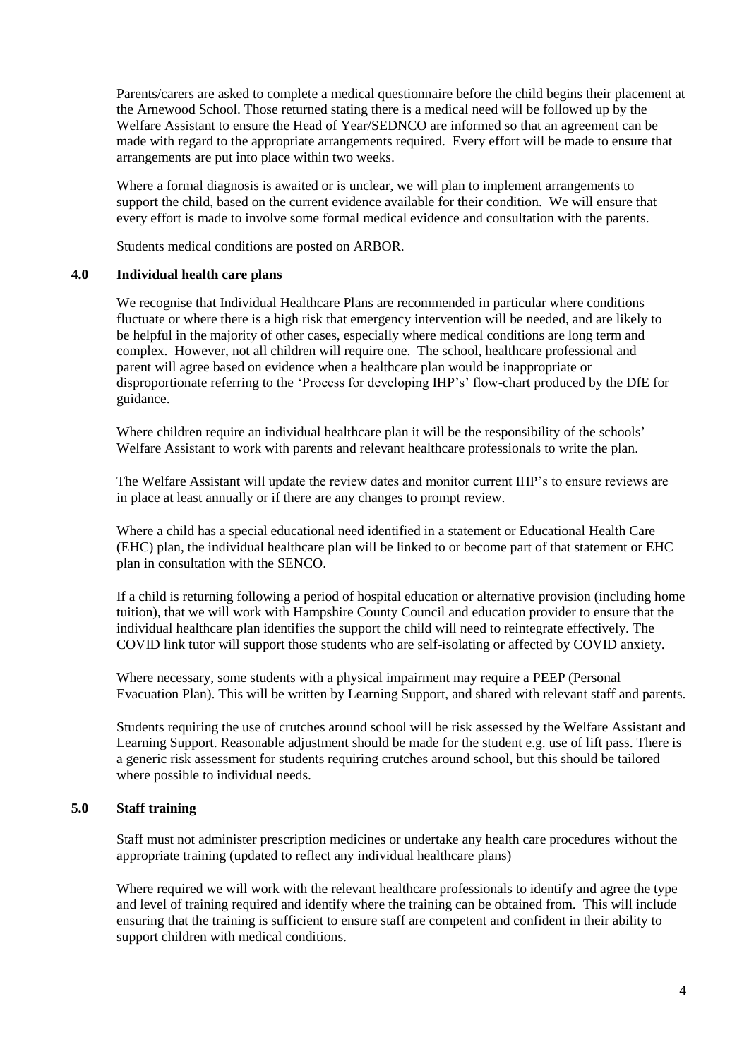Parents/carers are asked to complete a medical questionnaire before the child begins their placement at the Arnewood School. Those returned stating there is a medical need will be followed up by the Welfare Assistant to ensure the Head of Year/SEDNCO are informed so that an agreement can be made with regard to the appropriate arrangements required. Every effort will be made to ensure that arrangements are put into place within two weeks.

Where a formal diagnosis is awaited or is unclear, we will plan to implement arrangements to support the child, based on the current evidence available for their condition. We will ensure that every effort is made to involve some formal medical evidence and consultation with the parents.

Students medical conditions are posted on ARBOR.

## 4.0 Individual health care plans

We recognise that Individual Healthcare Plans are recommended in particular where conditions fluctuate or where there is a high risk that emergency intervention will be needed, and are likely to be helpful in the majority of other cases, especially where medical conditions are long term and complex. However, not all children will require one. The school, healthcare professional and parent will agree based on evidence when a healthcare plan would be inappropriate or disproportionate referring to the 'Process for developing IHP's' flow-chart produced by the DfE for guidance.

Where children require an individual healthcare plan it will be the responsibility of the schools' Welfare Assistant to work with parents and relevant healthcare professionals to write the plan.

The Welfare Assistant will update the review dates and monitor current IHP's to ensure reviews are in place at least annually or if there are any changes to prompt review.

Where a child has a special educational need identified in a statement or Educational Health Care (EHC) plan, the individual healthcare plan will be linked to or become part of that statement or EHC plan in consultation with the SENCO.

If a child is returning following a period of hospital education or alternative provision (including home tuition), that we will work with Hampshire County Council and education provider to ensure that the individual healthcare plan identifies the support the child will need to reintegrate effectively. The COVID link tutor will support those students who are self-isolating or affected by COVID anxiety.

Where necessary, some students with a physical impairment may require a PEEP (Personal Evacuation Plan). This will be written by Learning Support, and shared with relevant staff and parents.

Students requiring the use of crutches around school will be risk assessed by the Welfare Assistant and Learning Support. Reasonable adjustment should be made for the student e.g. use of lift pass. There is a generic risk assessment for students requiring crutches around school, but this should be tailored where possible to individual needs.

## 5.0 Staff training

Staff must not administer prescription medicines or undertake any health care procedures without the appropriate training (updated to reflect any individual healthcare plans)

Where required we will work with the relevant healthcare professionals to identify and agree the type and level of training required and identify where the training can be obtained from. This will include ensuring that the training is sufficient to ensure staff are competent and confident in their ability to support children with medical conditions.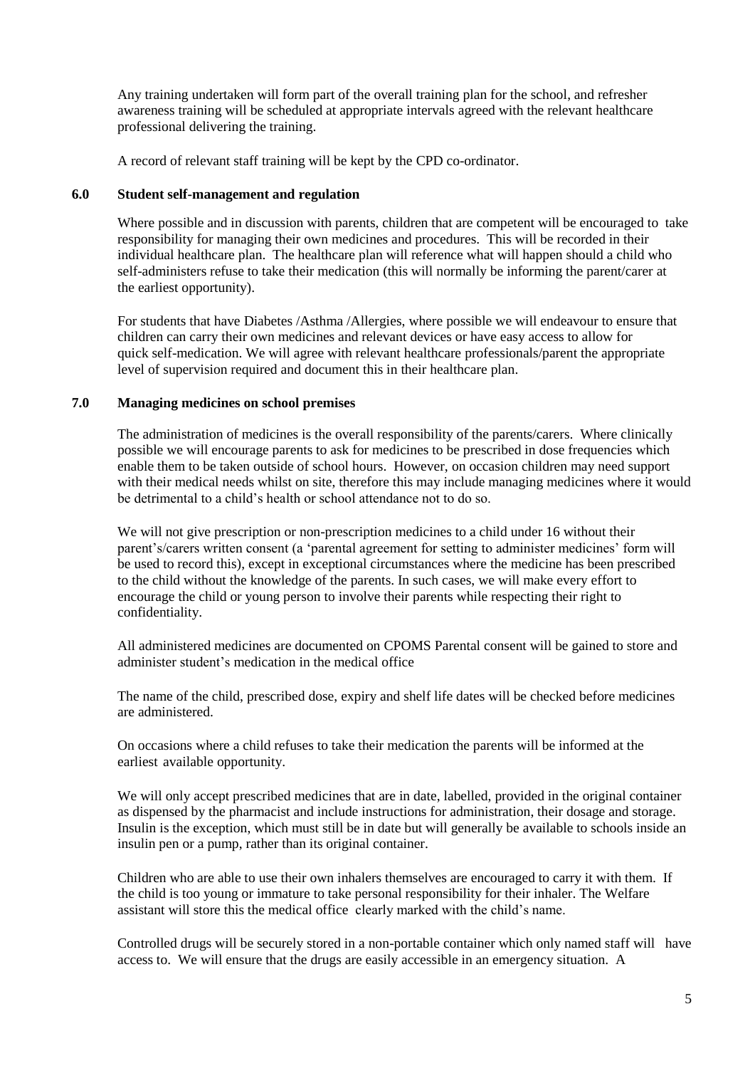Any training undertaken will form part of the overall training plan for the school, and refresher awareness training will be scheduled at appropriate intervals agreed with the relevant healthcare professional delivering the training.

A record of relevant staff training will be kept by the CPD co-ordinator.

## 6.0 Student self-management and regulation

Where possible and in discussion with parents, children that are competent will be encouraged to take responsibility for managing their own medicines and procedures. This will be recorded in their individual healthcare plan. The healthcare plan will reference what will happen should a child who self-administers refuse to take their medication (this will normally be informing the parent/carer at the earliest opportunity).

For students that have Diabetes /Asthma /Allergies, where possible we will endeavour to ensure that children can carry their own medicines and relevant devices or have easy access to allow for quick self-medication. We will agree with relevant healthcare professionals/parent the appropriate level of supervision required and document this in their healthcare plan.

## 7.0 Managing medicines on school premises

The administration of medicines is the overall responsibility of the parents/carers. Where clinically possible we will encourage parents to ask for medicines to be prescribed in dose frequencies which enable them to be taken outside of school hours. However, on occasion children may need support with their medical needs whilst on site, therefore this may include managing medicines where it would be detrimental to a child's health or school attendance not to do so.

We will not give prescription or non-prescription medicines to a child under 16 without their parent's/carers written consent (a 'parental agreement for setting to administer medicines' form will be used to record this), except in exceptional circumstances where the medicine has been prescribed to the child without the knowledge of the parents. In such cases, we will make every effort to encourage the child or young person to involve their parents while respecting their right to confidentiality.

All administered medicines are documented on CPOMS Parental consent will be gained to store and administer student's medication in the medical office

The name of the child, prescribed dose, expiry and shelf life dates will be checked before medicines are administered.

On occasions where a child refuses to take their medication the parents will be informed at the earliest available opportunity.

We will only accept prescribed medicines that are in date, labelled, provided in the original container as dispensed by the pharmacist and include instructions for administration, their dosage and storage. Insulin is the exception, which must still be in date but will generally be available to schools inside an insulin pen or a pump, rather than its original container.

Children who are able to use their own inhalers themselves are encouraged to carry it with them. If the child is too young or immature to take personal responsibility for their inhaler. The Welfare assistant will store this the medical office clearly marked with the child's name.

Controlled drugs will be securely stored in a non-portable container which only named staff will have access to. We will ensure that the drugs are easily accessible in an emergency situation. A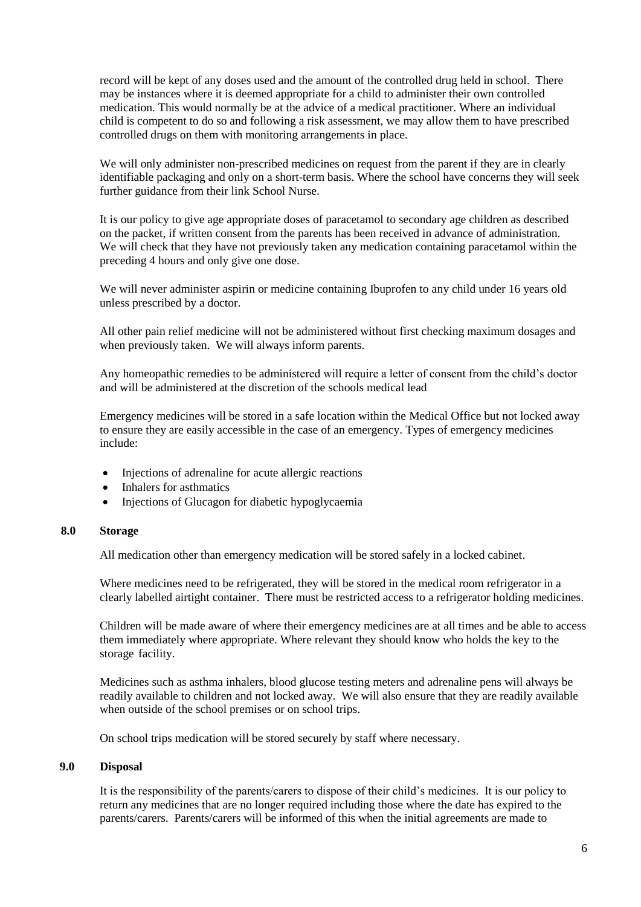record will be kept of any doses used and the amount of the controlled drug held in school. There may be instances where it is deemed appropriate for a child to administer their own controlled medication. This would normally be at the advice of a medical practitioner. Where an individual child is competent to do so and following a risk assessment, we may allow them to have prescribed controlled drugs on them with monitoring arrangements in place.

We will only administer non-prescribed medicines on request from the parent if they are in clearly identifiable packaging and only on a short-term basis. Where the school have concerns they will seek further guidance from their link School Nurse.

It is our policy to give age appropriate doses of paracetamol to secondary age children as described on the packet, if written consent from the parents has been received in advance of administration. We will check that they have not previously taken any medication containing paracetamol within the preceding 4 hours and only give one dose.

We will never administer aspirin or medicine containing Ibuprofen to any child under 16 years old unless prescribed by a doctor.

All other pain relief medicine will not be administered without first checking maximum dosages and when previously taken. We will always inform parents.

Any homeopathic remedies to be administered will require a letter of consent from the child's doctor and will be administered at the discretion of the schools medical lead

Emergency medicines will be stored in a safe location within the Medical Office but not locked away to ensure they are easily accessible in the case of an emergency. Types of emergency medicines include:

- Injections of adrenaline for acute allergic reactions
- Inhalers for asthmatics
- Injections of Glucagon for diabetic hypoglycaemia

## 8.0 Storage

All medication other than emergency medication will be stored safely in a locked cabinet.

Where medicines need to be refrigerated, they will be stored in the medical room refrigerator in a clearly labelled airtight container. There must be restricted access to a refrigerator holding medicines.

Children will be made aware of where their emergency medicines are at all times and be able to access them immediately where appropriate. Where relevant they should know who holds the key to the storage facility.

Medicines such as asthma inhalers, blood glucose testing meters and adrenaline pens will always be readily available to children and not locked away. We will also ensure that they are readily available when outside of the school premises or on school trips.

On school trips medication will be stored securely by staff where necessary.

## 9.0 Disposal

It is the responsibility of the parents/carers to dispose of their child's medicines. It is our policy to return any medicines that are no longer required including those where the date has expired to the parents/carers. Parents/carers will be informed of this when the initial agreements are made to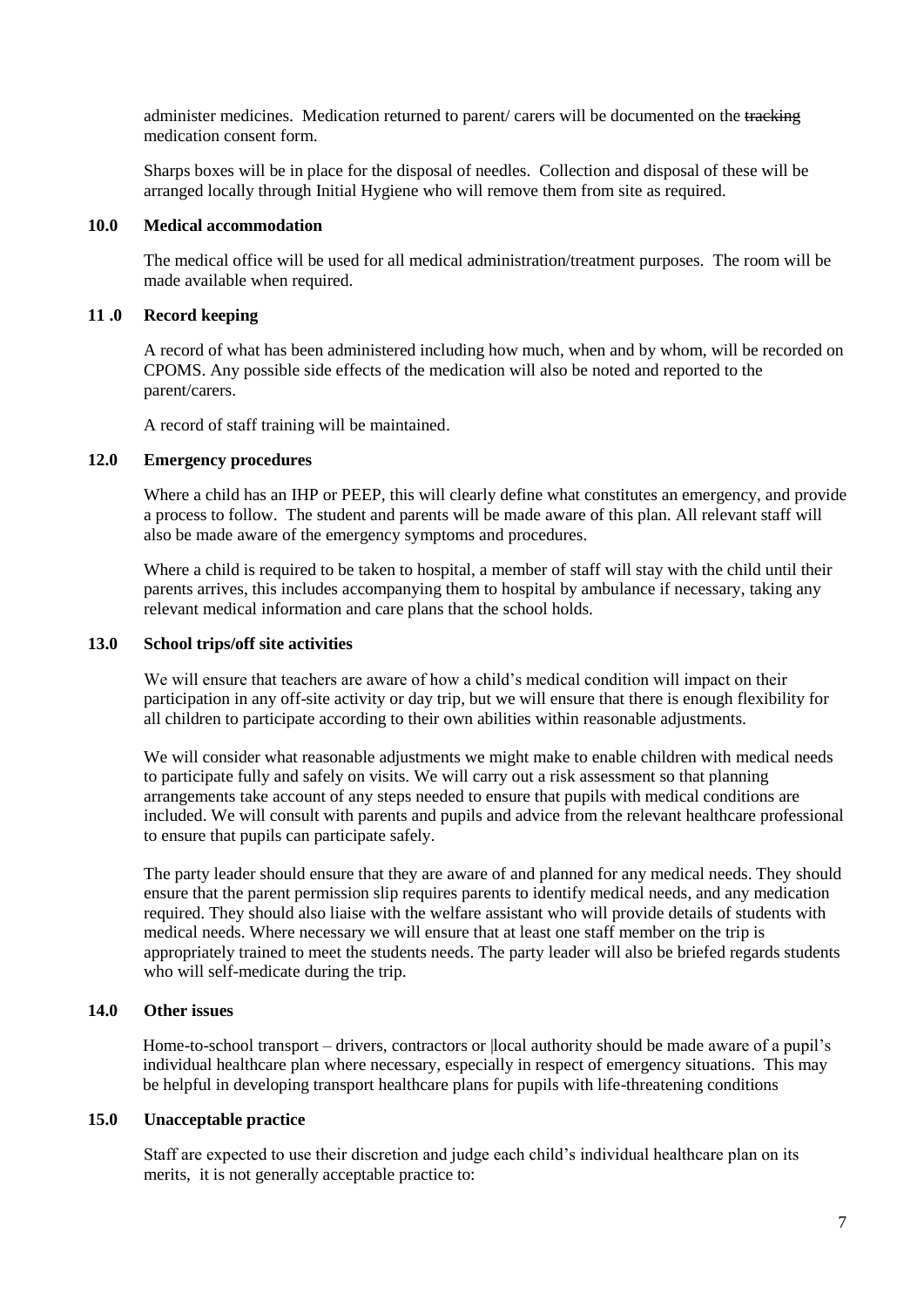administer medicines. Medication returned to parent/ carers will be documented on the ~~tracking~~ medication consent form.

Sharps boxes will be in place for the disposal of needles. Collection and disposal of these will be arranged locally through Initial Hygiene who will remove them from site as required.

## 10.0 Medical accommodation

The medical office will be used for all medical administration/treatment purposes. The room will be made available when required.

## 11 .0 Record keeping

A record of what has been administered including how much, when and by whom, will be recorded on CPOMS. Any possible side effects of the medication will also be noted and reported to the parent/carers.

A record of staff training will be maintained.

## 12.0 Emergency procedures

Where a child has an IHP or PEEP, this will clearly define what constitutes an emergency, and provide a process to follow. The student and parents will be made aware of this plan. All relevant staff will also be made aware of the emergency symptoms and procedures.

Where a child is required to be taken to hospital, a member of staff will stay with the child until their parents arrives, this includes accompanying them to hospital by ambulance if necessary, taking any relevant medical information and care plans that the school holds.

## 13.0 School trips/off site activities

We will ensure that teachers are aware of how a child's medical condition will impact on their participation in any off-site activity or day trip, but we will ensure that there is enough flexibility for all children to participate according to their own abilities within reasonable adjustments.

We will consider what reasonable adjustments we might make to enable children with medical needs to participate fully and safely on visits. We will carry out a risk assessment so that planning arrangements take account of any steps needed to ensure that pupils with medical conditions are included. We will consult with parents and pupils and advice from the relevant healthcare professional to ensure that pupils can participate safely.

The party leader should ensure that they are aware of and planned for any medical needs. They should ensure that the parent permission slip requires parents to identify medical needs, and any medication required. They should also liaise with the welfare assistant who will provide details of students with medical needs. Where necessary we will ensure that at least one staff member on the trip is appropriately trained to meet the students needs. The party leader will also be briefed regards students who will self-medicate during the trip.

## 14.0 Other issues

Home-to-school transport – drivers, contractors or |local authority should be made aware of a pupil's individual healthcare plan where necessary, especially in respect of emergency situations. This may be helpful in developing transport healthcare plans for pupils with life-threatening conditions

## 15.0 Unacceptable practice

Staff are expected to use their discretion and judge each child's individual healthcare plan on its merits, it is not generally acceptable practice to: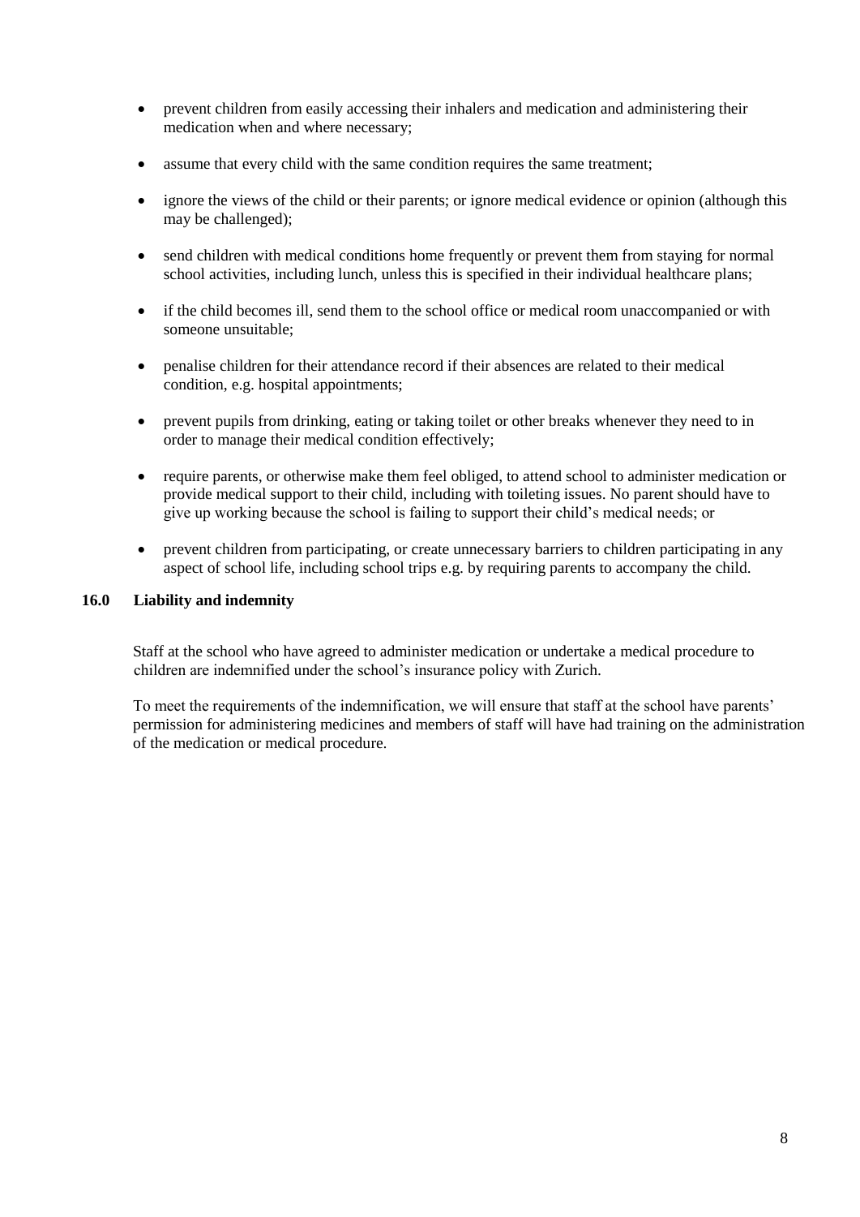- prevent children from easily accessing their inhalers and medication and administering their medication when and where necessary;
- assume that every child with the same condition requires the same treatment;
- ignore the views of the child or their parents; or ignore medical evidence or opinion (although this may be challenged);
- send children with medical conditions home frequently or prevent them from staying for normal school activities, including lunch, unless this is specified in their individual healthcare plans;
- if the child becomes ill, send them to the school office or medical room unaccompanied or with someone unsuitable;
- penalise children for their attendance record if their absences are related to their medical condition, e.g. hospital appointments;
- prevent pupils from drinking, eating or taking toilet or other breaks whenever they need to in order to manage their medical condition effectively;
- require parents, or otherwise make them feel obliged, to attend school to administer medication or provide medical support to their child, including with toileting issues. No parent should have to give up working because the school is failing to support their child's medical needs; or
- prevent children from participating, or create unnecessary barriers to children participating in any aspect of school life, including school trips e.g. by requiring parents to accompany the child.

## 16.0 Liability and indemnity

Staff at the school who have agreed to administer medication or undertake a medical procedure to children are indemnified under the school's insurance policy with Zurich.

To meet the requirements of the indemnification, we will ensure that staff at the school have parents' permission for administering medicines and members of staff will have had training on the administration of the medication or medical procedure.